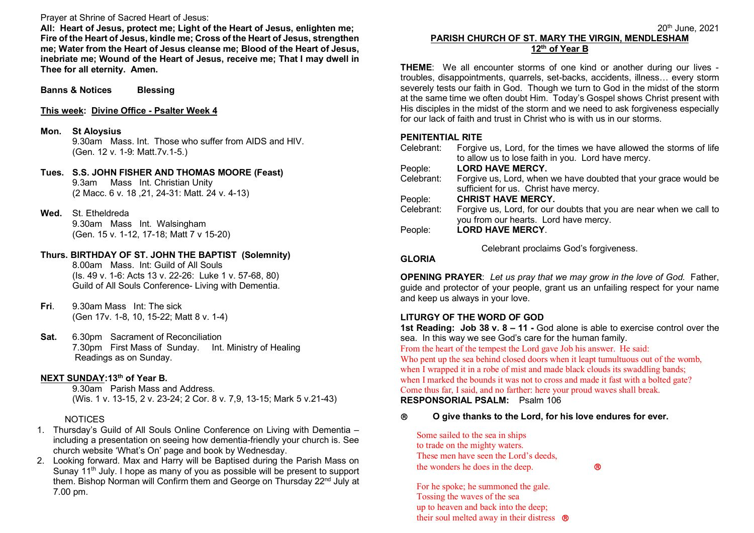Prayer at Shrine of Sacred Heart of Jesus:

**All: Heart of Jesus, protect me; Light of the Heart of Jesus, enlighten me; Fire of the Heart of Jesus, kindle me; Cross of the Heart of Jesus, strengthen me; Water from the Heart of Jesus cleanse me; Blood of the Heart of Jesus, inebriate me; Wound of the Heart of Jesus, receive me; That I may dwell in Thee for all eternity. Amen.**

**Banns & Notices Blessing**

**This week: Divine Office - Psalter Week 4**

**Mon. St Aloysius**
9.30am Mass. Int. Those who suffer from AIDS and HIV.
(Gen. 12 v. 1-9: Matt.7v.1-5.)

**Tues. S.S. JOHN FISHER AND THOMAS MOORE (Feast)**
9.3am Mass Int. Christian Unity
(2 Macc. 6 v. 18 ,21, 24-31: Matt. 24 v. 4-13)

**Wed.** St. Etheldreda
9.30am Mass Int. Walsingham
(Gen. 15 v. 1-12, 17-18; Matt 7 v 15-20)

**Thurs. BIRTHDAY OF ST. JOHN THE BAPTIST (Solemnity)**
8.00am Mass. Int: Guild of All Souls
(Is. 49 v. 1-6: Acts 13 v. 22-26: Luke 1 v. 57-68, 80)
Guild of All Souls Conference- Living with Dementia.

**Fri**. 9.30am Mass Int: The sick
(Gen 17v. 1-8, 10, 15-22; Matt 8 v. 1-4)

**Sat.** 6.30pm Sacrament of Reconciliation
7.30pm First Mass of Sunday. Int. Ministry of Healing
Readings as on Sunday.

**NEXT SUNDAY:13th of Year B.**
9.30am Parish Mass and Address.
(Wis. 1 v. 13-15, 2 v. 23-24; 2 Cor. 8 v. 7,9, 13-15; Mark 5 v.21-43)

NOTICES

1. Thursday's Guild of All Souls Online Conference on Living with Dementia – including a presentation on seeing how dementia-friendly your church is. See church website 'What's On' page and book by Wednesday.
2. Looking forward. Max and Harry will be Baptised during the Parish Mass on Sunay 11th July. I hope as many of you as possible will be present to support them. Bishop Norman will Confirm them and George on Thursday 22nd July at 7.00 pm.

20th June, 2021

**PARISH CHURCH OF ST. MARY THE VIRGIN, MENDLESHAM**

**12th of Year B**

**THEME**: We all encounter storms of one kind or another during our lives - troubles, disappointments, quarrels, set-backs, accidents, illness… every storm severely tests our faith in God. Though we turn to God in the midst of the storm at the same time we often doubt Him. Today's Gospel shows Christ present with His disciples in the midst of the storm and we need to ask forgiveness especially for our lack of faith and trust in Christ who is with us in our storms.

**PENITENTIAL RITE**

Celebrant: Forgive us, Lord, for the times we have allowed the storms of life to allow us to lose faith in you. Lord have mercy.
People: **LORD HAVE MERCY.**
Celebrant: Forgive us, Lord, when we have doubted that your grace would be sufficient for us. Christ have mercy.
People: **CHRIST HAVE MERCY.**
Celebrant: Forgive us, Lord, for our doubts that you are near when we call to you from our hearts. Lord have mercy.
People: **LORD HAVE MERCY**.

Celebrant proclaims God's forgiveness.

**GLORIA**

**OPENING PRAYER**: *Let us pray that we may grow in the love of God.* Father, guide and protector of your people, grant us an unfailing respect for your name and keep us always in your love.

**LITURGY OF THE WORD OF GOD**

**1st Reading: Job 38 v. 8 – 11 -** God alone is able to exercise control over the sea. In this way we see God's care for the human family.

From the heart of the tempest the Lord gave Job his answer. He said:
Who pent up the sea behind closed doors when it leapt tumultuous out of the womb,
when I wrapped it in a robe of mist and made black clouds its swaddling bands;
when I marked the bounds it was not to cross and made it fast with a bolted gate?
Come thus far, I said, and no farther: here your proud waves shall break.

**RESPONSORIAL PSALM:** Psalm 106

® **O give thanks to the Lord, for his love endures for ever.**

Some sailed to the sea in ships
to trade on the mighty waters.
These men have seen the Lord's deeds,
the wonders he does in the deep. ®

For he spoke; he summoned the gale.
Tossing the waves of the sea
up to heaven and back into the deep;
their soul melted away in their distress ®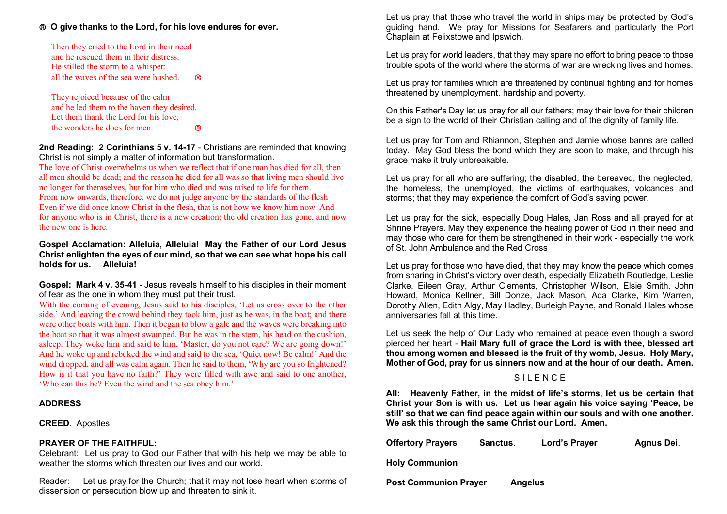**® O give thanks to the Lord, for his love endures for ever.**

Then they cried to the Lord in their need
and he rescued them in their distress.
He stilled the storm to a whisper:
all the waves of the sea were hushed. ®

They rejoiced because of the calm
and he led them to the haven they desired.
Let them thank the Lord for his love,
the wonders he does for men. ®

**2nd Reading: 2 Corinthians 5 v. 14-17** - Christians are reminded that knowing Christ is not simply a matter of information but transformation.
The love of Christ overwhelms us when we reflect that if one man has died for all, then all men should be dead; and the reason he died for all was so that living men should live no longer for themselves, but for him who died and was raised to life for them.
From now onwards, therefore, we do not judge anyone by the standards of the flesh Even if we did once know Christ in the flesh, that is not how we know him now. And for anyone who is in Christ, there is a new creation; the old creation has gone, and now the new one is here.

**Gospel Acclamation: Alleluia, Alleluia! May the Father of our Lord Jesus Christ enlighten the eyes of our mind, so that we can see what hope his call holds for us. Alleluia!**

**Gospel: Mark 4 v. 35-41 -** Jesus reveals himself to his disciples in their moment of fear as the one in whom they must put their trust.
With the coming of evening, Jesus said to his disciples, 'Let us cross over to the other side.' And leaving the crowd behind they took him, just as he was, in the boat; and there were other boats with him. Then it began to blow a gale and the waves were breaking into the boat so that it was almost swamped. But he was in the stern, his head on the cushion, asleep. They woke him and said to him, 'Master, do you not care? We are going down!' And he woke up and rebuked the wind and said to the sea, 'Quiet now! Be calm!' And the wind dropped, and all was calm again. Then he said to them, 'Why are you so frightened? How is it that you have no faith?' They were filled with awe and said to one another, 'Who can this be? Even the wind and the sea obey him.'

**ADDRESS**

**CREED**. Apostles

**PRAYER OF THE FAITHFUL:**
Celebrant: Let us pray to God our Father that with his help we may be able to weather the storms which threaten our lives and our world.

Reader: Let us pray for the Church; that it may not lose heart when storms of dissension or persecution blow up and threaten to sink it.

Let us pray that those who travel the world in ships may be protected by God's guiding hand. We pray for Missions for Seafarers and particularly the Port Chaplain at Felixstowe and Ipswich.

Let us pray for world leaders, that they may spare no effort to bring peace to those trouble spots of the world where the storms of war are wrecking lives and homes.

Let us pray for families which are threatened by continual fighting and for homes threatened by unemployment, hardship and poverty.

On this Father's Day let us pray for all our fathers; may their love for their children be a sign to the world of their Christian calling and of the dignity of family life.

Let us pray for Tom and Rhiannon, Stephen and Jamie whose banns are called today. May God bless the bond which they are soon to make, and through his grace make it truly unbreakable.

Let us pray for all who are suffering; the disabled, the bereaved, the neglected, the homeless, the unemployed, the victims of earthquakes, volcanoes and storms; that they may experience the comfort of God's saving power.

Let us pray for the sick, especially Doug Hales, Jan Ross and all prayed for at Shrine Prayers. May they experience the healing power of God in their need and may those who care for them be strengthened in their work - especially the work of St. John Ambulance and the Red Cross

Let us pray for those who have died, that they may know the peace which comes from sharing in Christ's victory over death, especially Elizabeth Routledge, Leslie Clarke, Eileen Gray, Arthur Clements, Christopher Wilson, Elsie Smith, John Howard, Monica Kellner, Bill Donze, Jack Mason, Ada Clarke, Kim Warren, Dorothy Allen, Edith Algy, May Hadley, Burleigh Payne, and Ronald Hales whose anniversaries fall at this time.

Let us seek the help of Our Lady who remained at peace even though a sword pierced her heart - **Hail Mary full of grace the Lord is with thee, blessed art thou among women and blessed is the fruit of thy womb, Jesus. Holy Mary, Mother of God, pray for us sinners now and at the hour of our death. Amen.**

S I L E N C E

**All: Heavenly Father, in the midst of life's storms, let us be certain that Christ your Son is with us. Let us hear again his voice saying 'Peace, be still' so that we can find peace again within our souls and with one another. We ask this through the same Christ our Lord. Amen.**

**Offertory Prayers** **Sanctus**. **Lord's Prayer** **Agnus Dei**.

**Holy Communion**

**Post Communion Prayer** **Angelus**